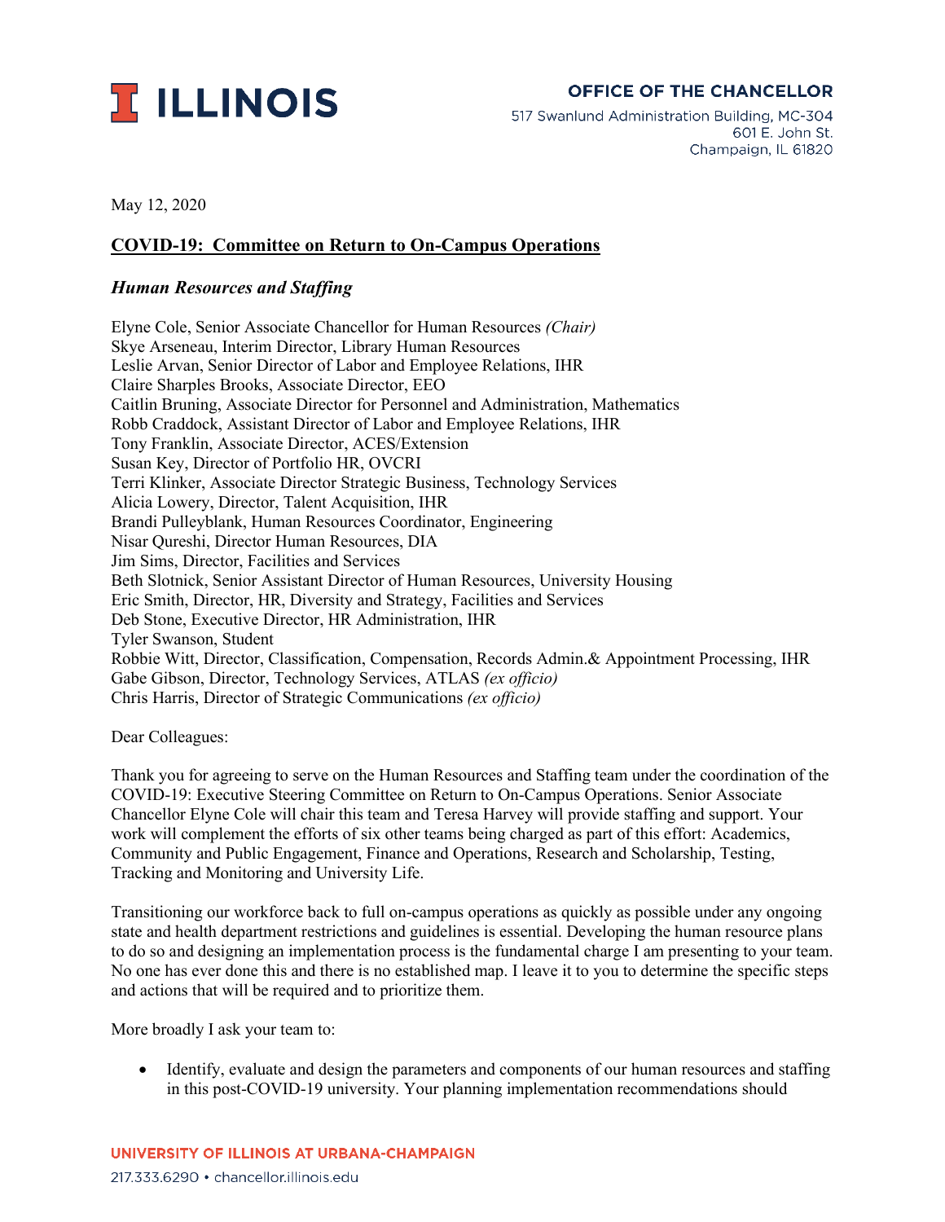**ILLINOIS**

**OFFICE OF THE CHANCELLOR**
517 Swanlund Administration Building, MC-304
601 E. John St.
Champaign, IL 61820

May 12, 2020

## COVID-19: Committee on Return to On-Campus Operations

### *Human Resources and Staffing*

Elyne Cole, Senior Associate Chancellor for Human Resources *(Chair)*
Skye Arseneau, Interim Director, Library Human Resources
Leslie Arvan, Senior Director of Labor and Employee Relations, IHR
Claire Sharples Brooks, Associate Director, EEO
Caitlin Bruning, Associate Director for Personnel and Administration, Mathematics
Robb Craddock, Assistant Director of Labor and Employee Relations, IHR
Tony Franklin, Associate Director, ACES/Extension
Susan Key, Director of Portfolio HR, OVCRI
Terri Klinker, Associate Director Strategic Business, Technology Services
Alicia Lowery, Director, Talent Acquisition, IHR
Brandi Pulleyblank, Human Resources Coordinator, Engineering
Nisar Qureshi, Director Human Resources, DIA
Jim Sims, Director, Facilities and Services
Beth Slotnick, Senior Assistant Director of Human Resources, University Housing
Eric Smith, Director, HR, Diversity and Strategy, Facilities and Services
Deb Stone, Executive Director, HR Administration, IHR
Tyler Swanson, Student
Robbie Witt, Director, Classification, Compensation, Records Admin.& Appointment Processing, IHR
Gabe Gibson, Director, Technology Services, ATLAS *(ex officio)*
Chris Harris, Director of Strategic Communications *(ex officio)*

Dear Colleagues:

Thank you for agreeing to serve on the Human Resources and Staffing team under the coordination of the COVID-19: Executive Steering Committee on Return to On-Campus Operations. Senior Associate Chancellor Elyne Cole will chair this team and Teresa Harvey will provide staffing and support. Your work will complement the efforts of six other teams being charged as part of this effort: Academics, Community and Public Engagement, Finance and Operations, Research and Scholarship, Testing, Tracking and Monitoring and University Life.

Transitioning our workforce back to full on-campus operations as quickly as possible under any ongoing state and health department restrictions and guidelines is essential. Developing the human resource plans to do so and designing an implementation process is the fundamental charge I am presenting to your team. No one has ever done this and there is no established map. I leave it to you to determine the specific steps and actions that will be required and to prioritize them.

More broadly I ask your team to:

- Identify, evaluate and design the parameters and components of our human resources and staffing in this post-COVID-19 university. Your planning implementation recommendations should

UNIVERSITY OF ILLINOIS AT URBANA-CHAMPAIGN
217.333.6290 • chancellor.illinois.edu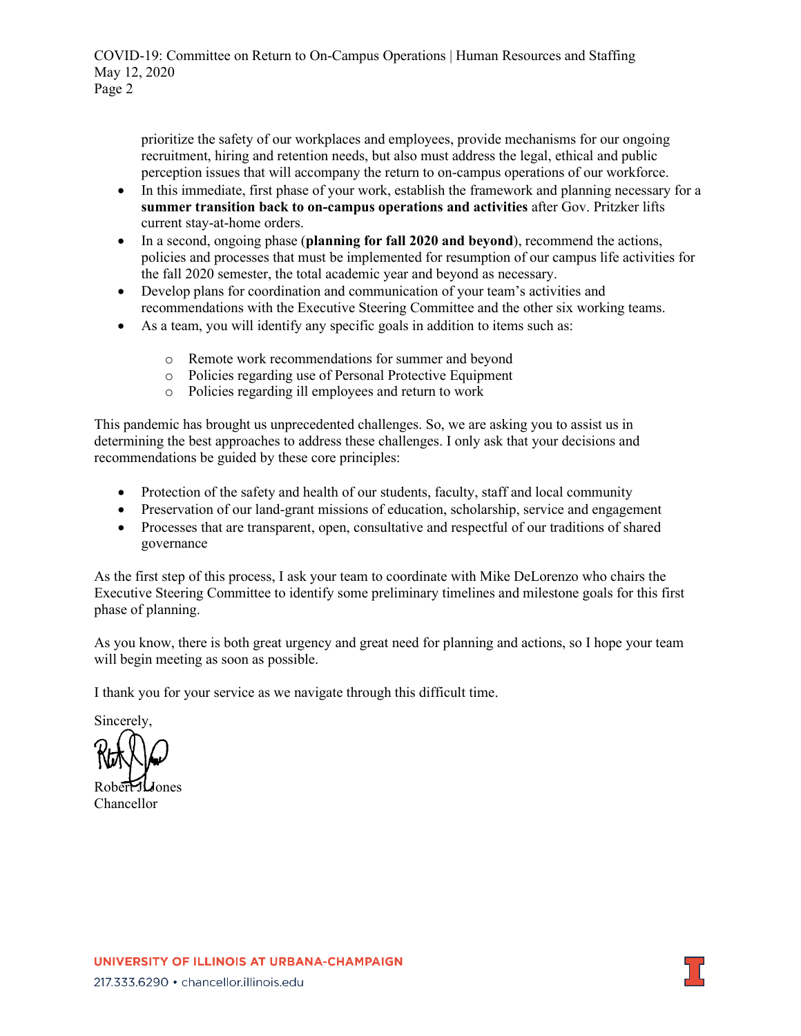prioritize the safety of our workplaces and employees, provide mechanisms for our ongoing recruitment, hiring and retention needs, but also must address the legal, ethical and public perception issues that will accompany the return to on-campus operations of our workforce.

- In this immediate, first phase of your work, establish the framework and planning necessary for a **summer transition back to on-campus operations and activities** after Gov. Pritzker lifts current stay-at-home orders.
- In a second, ongoing phase (**planning for fall 2020 and beyond**), recommend the actions, policies and processes that must be implemented for resumption of our campus life activities for the fall 2020 semester, the total academic year and beyond as necessary.
- Develop plans for coordination and communication of your team's activities and recommendations with the Executive Steering Committee and the other six working teams.
- As a team, you will identify any specific goals in addition to items such as:
  - Remote work recommendations for summer and beyond
  - Policies regarding use of Personal Protective Equipment
  - Policies regarding ill employees and return to work

This pandemic has brought us unprecedented challenges. So, we are asking you to assist us in determining the best approaches to address these challenges. I only ask that your decisions and recommendations be guided by these core principles:

- Protection of the safety and health of our students, faculty, staff and local community
- Preservation of our land-grant missions of education, scholarship, service and engagement
- Processes that are transparent, open, consultative and respectful of our traditions of shared governance

As the first step of this process, I ask your team to coordinate with Mike DeLorenzo who chairs the Executive Steering Committee to identify some preliminary timelines and milestone goals for this first phase of planning.

As you know, there is both great urgency and great need for planning and actions, so I hope your team will begin meeting as soon as possible.

I thank you for your service as we navigate through this difficult time.

Sincerely,

Robert J. Jones
Chancellor

UNIVERSITY OF ILLINOIS AT URBANA-CHAMPAIGN
217.333.6290 • chancellor.illinois.edu